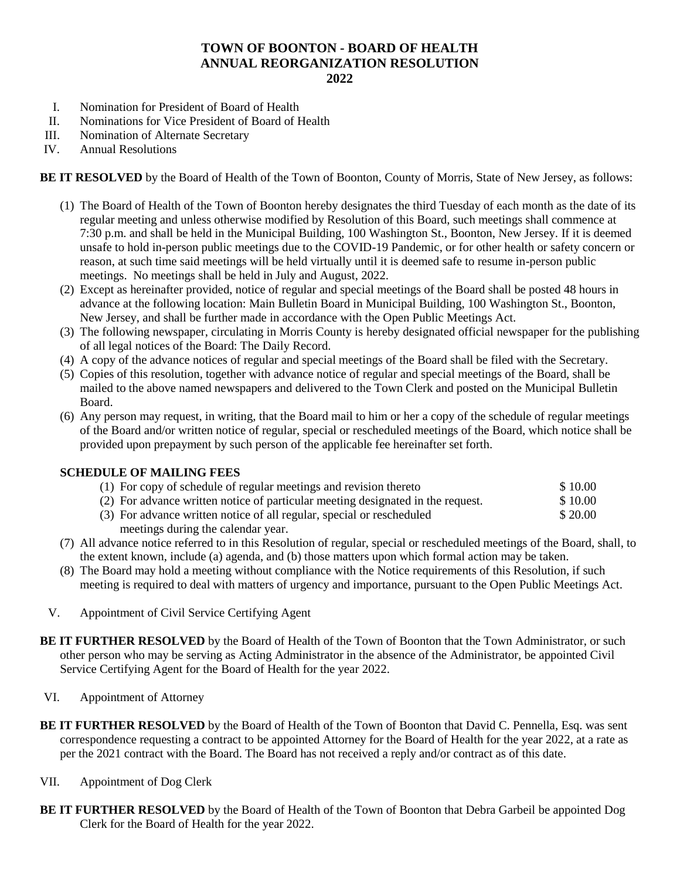# TOWN OF BOONTON - BOARD OF HEALTH
# ANNUAL REORGANIZATION RESOLUTION
# 2022

I. Nomination for President of Board of Health
II. Nominations for Vice President of Board of Health
III. Nomination of Alternate Secretary
IV. Annual Resolutions

**BE IT RESOLVED** by the Board of Health of the Town of Boonton, County of Morris, State of New Jersey, as follows:

(1) The Board of Health of the Town of Boonton hereby designates the third Tuesday of each month as the date of its regular meeting and unless otherwise modified by Resolution of this Board, such meetings shall commence at 7:30 p.m. and shall be held in the Municipal Building, 100 Washington St., Boonton, New Jersey. If it is deemed unsafe to hold in-person public meetings due to the COVID-19 Pandemic, or for other health or safety concern or reason, at such time said meetings will be held virtually until it is deemed safe to resume in-person public meetings. No meetings shall be held in July and August, 2022.

(2) Except as hereinafter provided, notice of regular and special meetings of the Board shall be posted 48 hours in advance at the following location: Main Bulletin Board in Municipal Building, 100 Washington St., Boonton, New Jersey, and shall be further made in accordance with the Open Public Meetings Act.

(3) The following newspaper, circulating in Morris County is hereby designated official newspaper for the publishing of all legal notices of the Board: The Daily Record.

(4) A copy of the advance notices of regular and special meetings of the Board shall be filed with the Secretary.

(5) Copies of this resolution, together with advance notice of regular and special meetings of the Board, shall be mailed to the above named newspapers and delivered to the Town Clerk and posted on the Municipal Bulletin Board.

(6) Any person may request, in writing, that the Board mail to him or her a copy of the schedule of regular meetings of the Board and/or written notice of regular, special or rescheduled meetings of the Board, which notice shall be provided upon prepayment by such person of the applicable fee hereinafter set forth.

**SCHEDULE OF MAILING FEES**

| | |
|---|---|
| (1) For copy of schedule of regular meetings and revision thereto | \$ 10.00 |
| (2) For advance written notice of particular meeting designated in the request. | \$ 10.00 |
| (3) For advance written notice of all regular, special or rescheduled meetings during the calendar year. | \$ 20.00 |

(7) All advance notice referred to in this Resolution of regular, special or rescheduled meetings of the Board, shall, to the extent known, include (a) agenda, and (b) those matters upon which formal action may be taken.

(8) The Board may hold a meeting without compliance with the Notice requirements of this Resolution, if such meeting is required to deal with matters of urgency and importance, pursuant to the Open Public Meetings Act.

V. Appointment of Civil Service Certifying Agent

**BE IT FURTHER RESOLVED** by the Board of Health of the Town of Boonton that the Town Administrator, or such other person who may be serving as Acting Administrator in the absence of the Administrator, be appointed Civil Service Certifying Agent for the Board of Health for the year 2022.

VI. Appointment of Attorney

**BE IT FURTHER RESOLVED** by the Board of Health of the Town of Boonton that David C. Pennella, Esq. was sent correspondence requesting a contract to be appointed Attorney for the Board of Health for the year 2022, at a rate as per the 2021 contract with the Board. The Board has not received a reply and/or contract as of this date.

VII. Appointment of Dog Clerk

**BE IT FURTHER RESOLVED** by the Board of Health of the Town of Boonton that Debra Garbeil be appointed Dog Clerk for the Board of Health for the year 2022.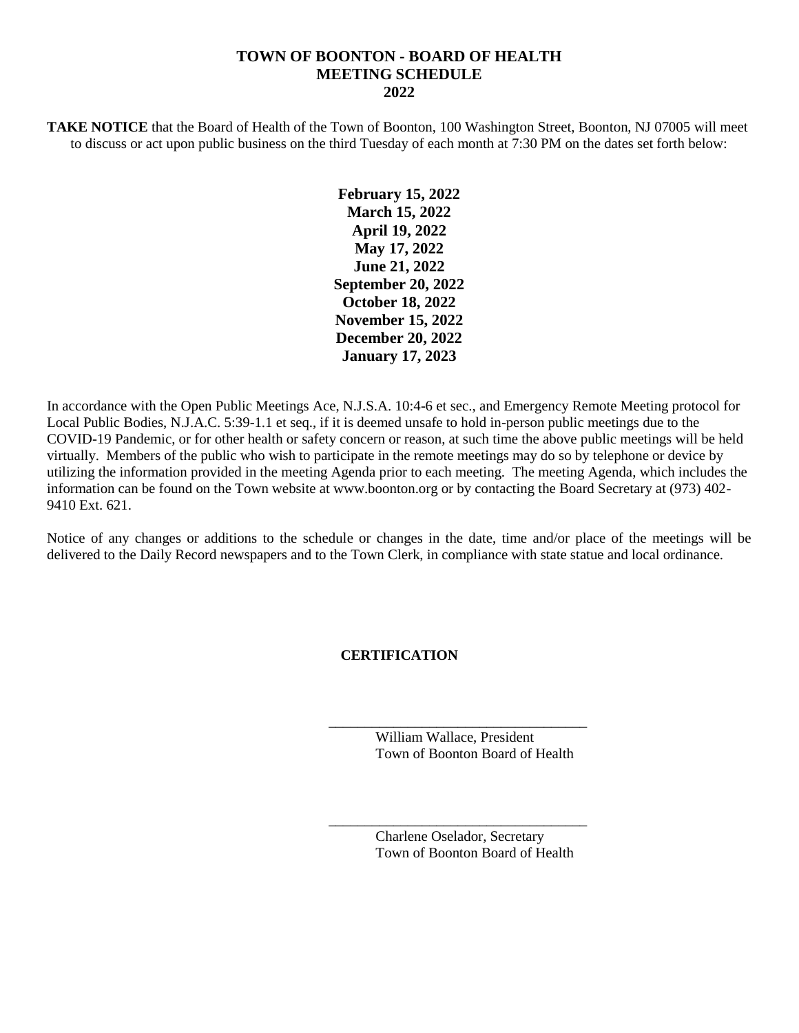# TOWN OF BOONTON - BOARD OF HEALTH
## MEETING SCHEDULE
## 2022

**TAKE NOTICE** that the Board of Health of the Town of Boonton, 100 Washington Street, Boonton, NJ 07005 will meet to discuss or act upon public business on the third Tuesday of each month at 7:30 PM on the dates set forth below:

**February 15, 2022**
**March 15, 2022**
**April 19, 2022**
**May 17, 2022**
**June 21, 2022**
**September 20, 2022**
**October 18, 2022**
**November 15, 2022**
**December 20, 2022**
**January 17, 2023**

In accordance with the Open Public Meetings Ace, N.J.S.A. 10:4-6 et sec., and Emergency Remote Meeting protocol for Local Public Bodies, N.J.A.C. 5:39-1.1 et seq., if it is deemed unsafe to hold in-person public meetings due to the COVID-19 Pandemic, or for other health or safety concern or reason, at such time the above public meetings will be held virtually. Members of the public who wish to participate in the remote meetings may do so by telephone or device by utilizing the information provided in the meeting Agenda prior to each meeting. The meeting Agenda, which includes the information can be found on the Town website at www.boonton.org or by contacting the Board Secretary at (973) 402-9410 Ext. 621.

Notice of any changes or additions to the schedule or changes in the date, time and/or place of the meetings will be delivered to the Daily Record newspapers and to the Town Clerk, in compliance with state statue and local ordinance.

**CERTIFICATION**

____________________________________
William Wallace, President
Town of Boonton Board of Health

____________________________________
Charlene Oselador, Secretary
Town of Boonton Board of Health